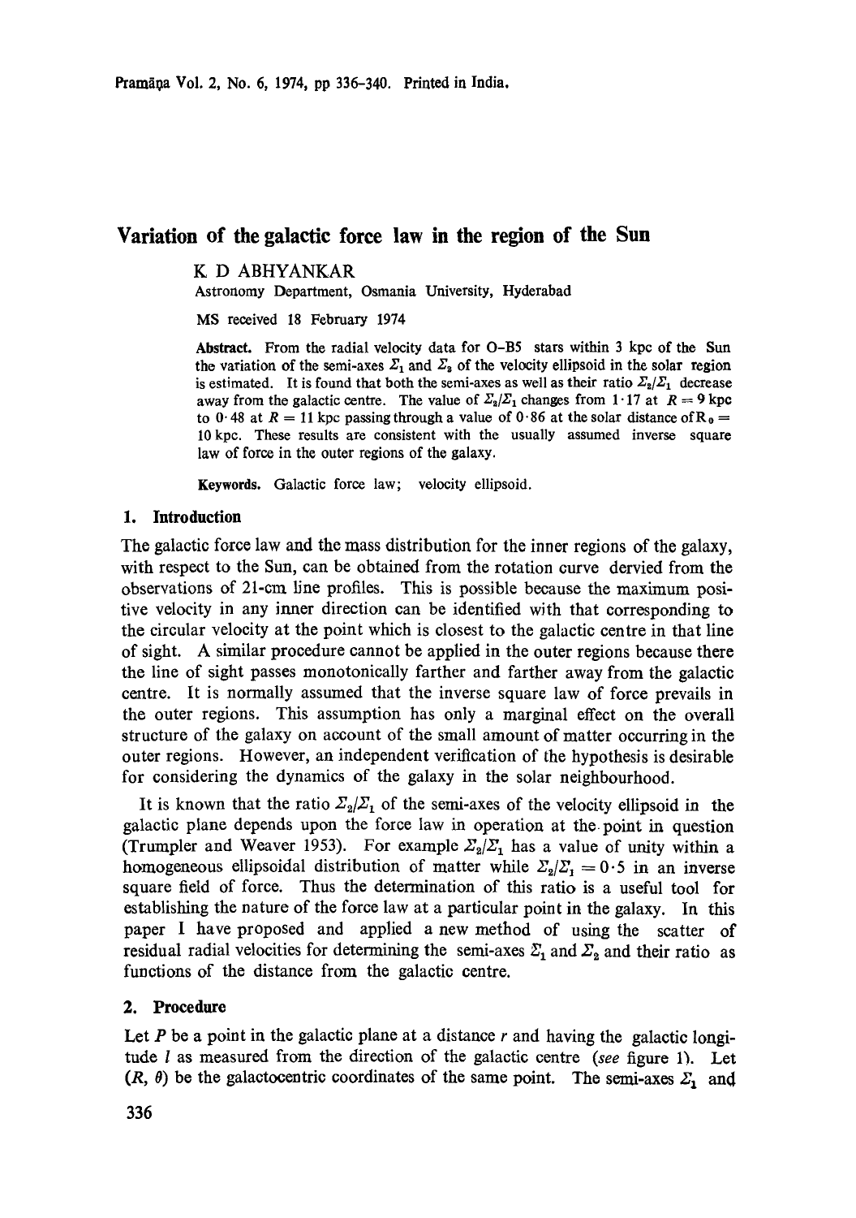# Variation of the galactic force law in the region of the Sun

K D ABHYANKAR

Astronomy Department, Osmania University, Hyderabad

MS received 18 February 1974

**Abstract.** From the radial velocity data for O–B5 stars within 3 kpc of the Sun the variation of the semi-axes $\Sigma_1$ and $\Sigma_2$ of the velocity ellipsoid in the solar region is estimated. It is found that both the semi-axes as well as their ratio $\Sigma_2/\Sigma_1$ decrease away from the galactic centre. The value of $\Sigma_2/\Sigma_1$ changes from 1·17 at $R = 9$ kpc to 0·48 at $R = 11$ kpc passing through a value of 0·86 at the solar distance of $R_0 = 10$ kpc. These results are consistent with the usually assumed inverse square law of force in the outer regions of the galaxy.

**Keywords.** Galactic force law; velocity ellipsoid.

## 1. Introduction

The galactic force law and the mass distribution for the inner regions of the galaxy, with respect to the Sun, can be obtained from the rotation curve dervied from the observations of 21-cm line profiles. This is possible because the maximum positive velocity in any inner direction can be identified with that corresponding to the circular velocity at the point which is closest to the galactic centre in that line of sight. A similar procedure cannot be applied in the outer regions because there the line of sight passes monotonically farther and farther away from the galactic centre. It is normally assumed that the inverse square law of force prevails in the outer regions. This assumption has only a marginal effect on the overall structure of the galaxy on account of the small amount of matter occurring in the outer regions. However, an independent verification of the hypothesis is desirable for considering the dynamics of the galaxy in the solar neighbourhood.

It is known that the ratio $\Sigma_2/\Sigma_1$ of the semi-axes of the velocity ellipsoid in the galactic plane depends upon the force law in operation at the point in question (Trumpler and Weaver 1953). For example $\Sigma_2/\Sigma_1$ has a value of unity within a homogeneous ellipsoidal distribution of matter while $\Sigma_2/\Sigma_1 = 0 \cdot 5$ in an inverse square field of force. Thus the determination of this ratio is a useful tool for establishing the nature of the force law at a particular point in the galaxy. In this paper I have proposed and applied a new method of using the scatter of residual radial velocities for determining the semi-axes $\Sigma_1$ and $\Sigma_2$ and their ratio as functions of the distance from the galactic centre.

## 2. Procedure

Let $P$ be a point in the galactic plane at a distance $r$ and having the galactic longitude $l$ as measured from the direction of the galactic centre (*see* figure 1). Let $(R, \theta)$ be the galactocentric coordinates of the same point. The semi-axes $\Sigma_1$ and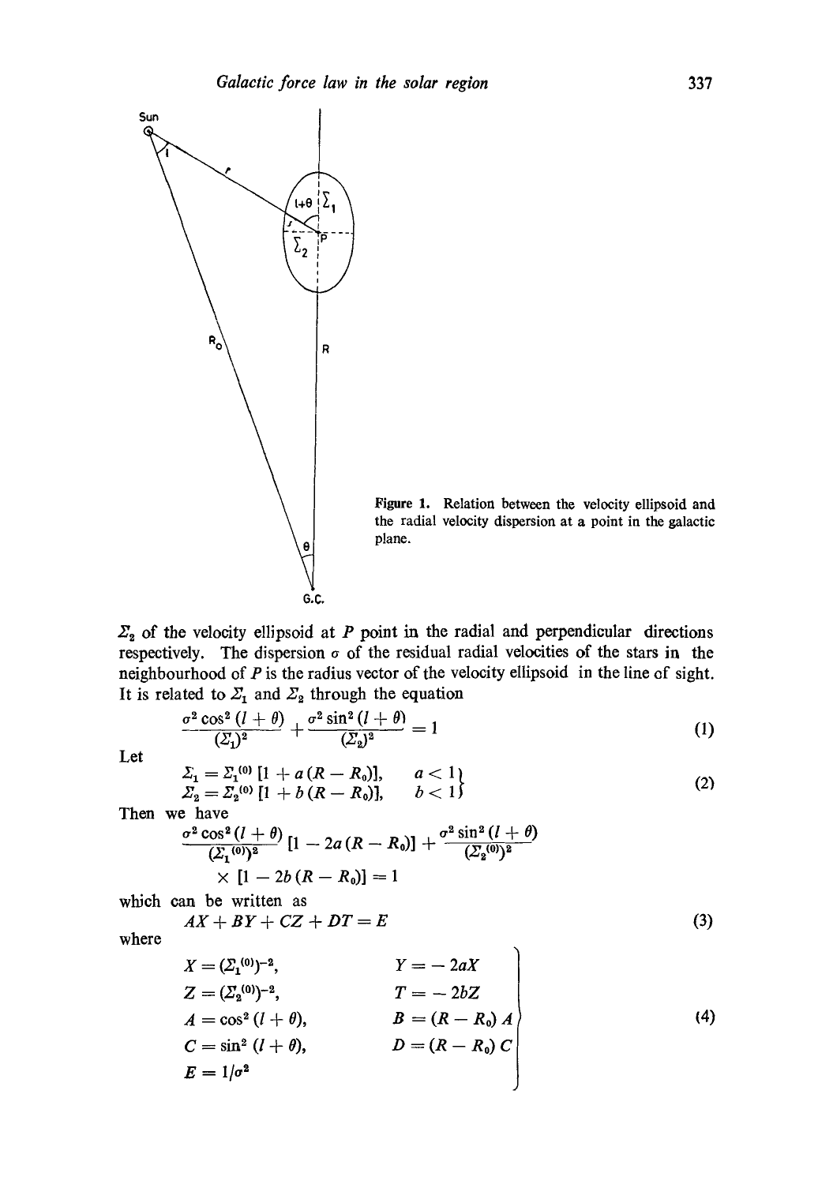Figure 1. Relation between the velocity ellipsoid and the radial velocity dispersion at a point in the galactic plane.

$\Sigma_2$ of the velocity ellipsoid at $P$ point in the radial and perpendicular directions respectively. The dispersion $\sigma$ of the residual radial velocities of the stars in the neighbourhood of $P$ is the radius vector of the velocity ellipsoid in the line of sight. It is related to $\Sigma_1$ and $\Sigma_2$ through the equation

$$\frac{\sigma^2 \cos^2 (l + \theta)}{(\Sigma_1)^2} + \frac{\sigma^2 \sin^2 (l + \theta)}{(\Sigma_2)^2} = 1 \tag{1}$$

Let

$$\left.\begin{aligned} \Sigma_1 &= \Sigma_1^{(0)} [1 + a(R - R_0)], \qquad a < 1 \\ \Sigma_2 &= \Sigma_2^{(0)} [1 + b(R - R_0)], \qquad b < 1 \end{aligned}\right\} \tag{2}$$

Then we have

$$\frac{\sigma^2 \cos^2 (l + \theta)}{(\Sigma_1^{(0)})^2} [1 - 2a(R - R_0)] + \frac{\sigma^2 \sin^2 (l + \theta)}{(\Sigma_2^{(0)})^2} \times [1 - 2b(R - R_0)] = 1$$

which can be written as

$$AX + BY + CZ + DT = E \tag{3}$$

where

$$\left.\begin{aligned} X &= (\Sigma_1^{(0)})^{-2}, & Y &= -2aX \\ Z &= (\Sigma_2^{(0)})^{-2}, & T &= -2bZ \\ A &= \cos^2 (l + \theta), & B &= (R - R_0) A \\ C &= \sin^2 (l + \theta), & D &= (R - R_0) C \\ E &= 1/\sigma^2 & & \end{aligned}\right\} \tag{4}$$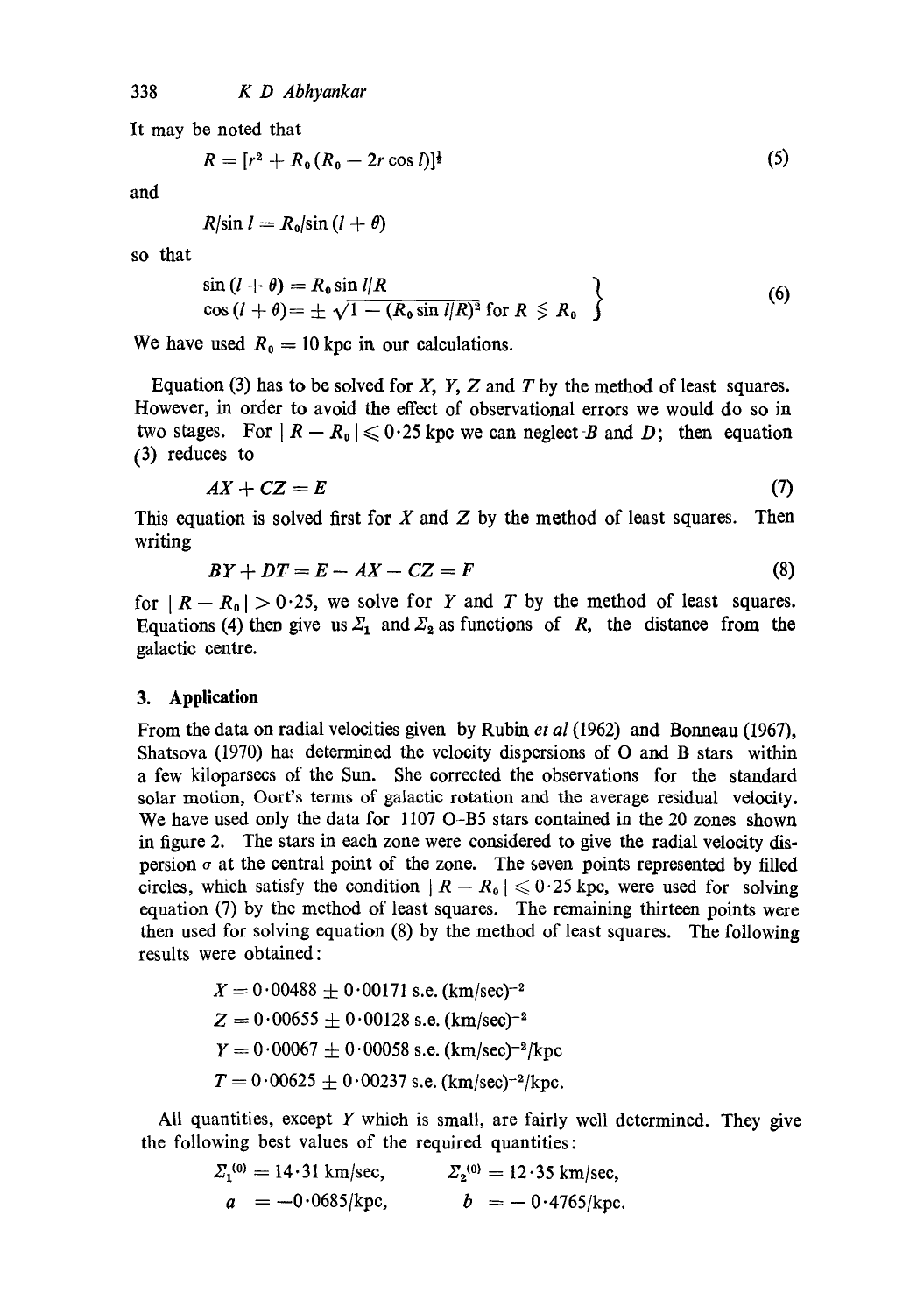It may be noted that

$$R = [r^2 + R_0 (R_0 - 2r \cos l)]^{\frac{1}{2}} \tag{5}$$

and

$$R/\sin l = R_0/\sin (l + \theta)$$

so that

$$\left.\begin{aligned} \sin (l + \theta) &= R_0 \sin l/R \\ \cos (l + \theta) &= \pm \sqrt{1 - (R_0 \sin l/R)^2} \text{ for } R \lessgtr R_0 \end{aligned}\right\} \tag{6}$$

We have used $R_0 = 10$ kpc in our calculations.

Equation (3) has to be solved for $X$, $Y$, $Z$ and $T$ by the method of least squares. However, in order to avoid the effect of observational errors we would do so in two stages. For $| R - R_0 | \leqslant 0{\cdot}25$ kpc we can neglect $B$ and $D$; then equation (3) reduces to

$$AX + CZ = E \tag{7}$$

This equation is solved first for $X$ and $Z$ by the method of least squares. Then writing

$$BY + DT = E - AX - CZ = F \tag{8}$$

for $| R - R_0 | > 0{\cdot}25$, we solve for $Y$ and $T$ by the method of least squares. Equations (4) then give us $\Sigma_1$ and $\Sigma_2$ as functions of $R$, the distance from the galactic centre.

## 3. Application

From the data on radial velocities given by Rubin *et al* (1962) and Bonneau (1967), Shatsova (1970) has determined the velocity dispersions of O and B stars within a few kiloparsecs of the Sun. She corrected the observations for the standard solar motion, Oort's terms of galactic rotation and the average residual velocity. We have used only the data for 1107 O–B5 stars contained in the 20 zones shown in figure 2. The stars in each zone were considered to give the radial velocity dispersion $\sigma$ at the central point of the zone. The seven points represented by filled circles, which satisfy the condition $| R - R_0 | \leqslant 0{\cdot}25$ kpc, were used for solving equation (7) by the method of least squares. The remaining thirteen points were then used for solving equation (8) by the method of least squares. The following results were obtained:

$$X = 0{\cdot}00488 \pm 0{\cdot}00171 \text{ s.e. } (\text{km/sec})^{-2}$$

$$Z = 0{\cdot}00655 \pm 0{\cdot}00128 \text{ s.e. } (\text{km/sec})^{-2}$$

$$Y = 0{\cdot}00067 \pm 0{\cdot}00058 \text{ s.e. } (\text{km/sec})^{-2}/\text{kpc}$$

$$T = 0{\cdot}00625 \pm 0{\cdot}00237 \text{ s.e. } (\text{km/sec})^{-2}/\text{kpc}.$$

All quantities, except $Y$ which is small, are fairly well determined. They give the following best values of the required quantities:

$$\Sigma_1^{(0)} = 14{\cdot}31 \text{ km/sec}, \qquad \Sigma_2^{(0)} = 12{\cdot}35 \text{ km/sec},$$

$$a = -0{\cdot}0685/\text{kpc}, \qquad b = -0{\cdot}4765/\text{kpc}.$$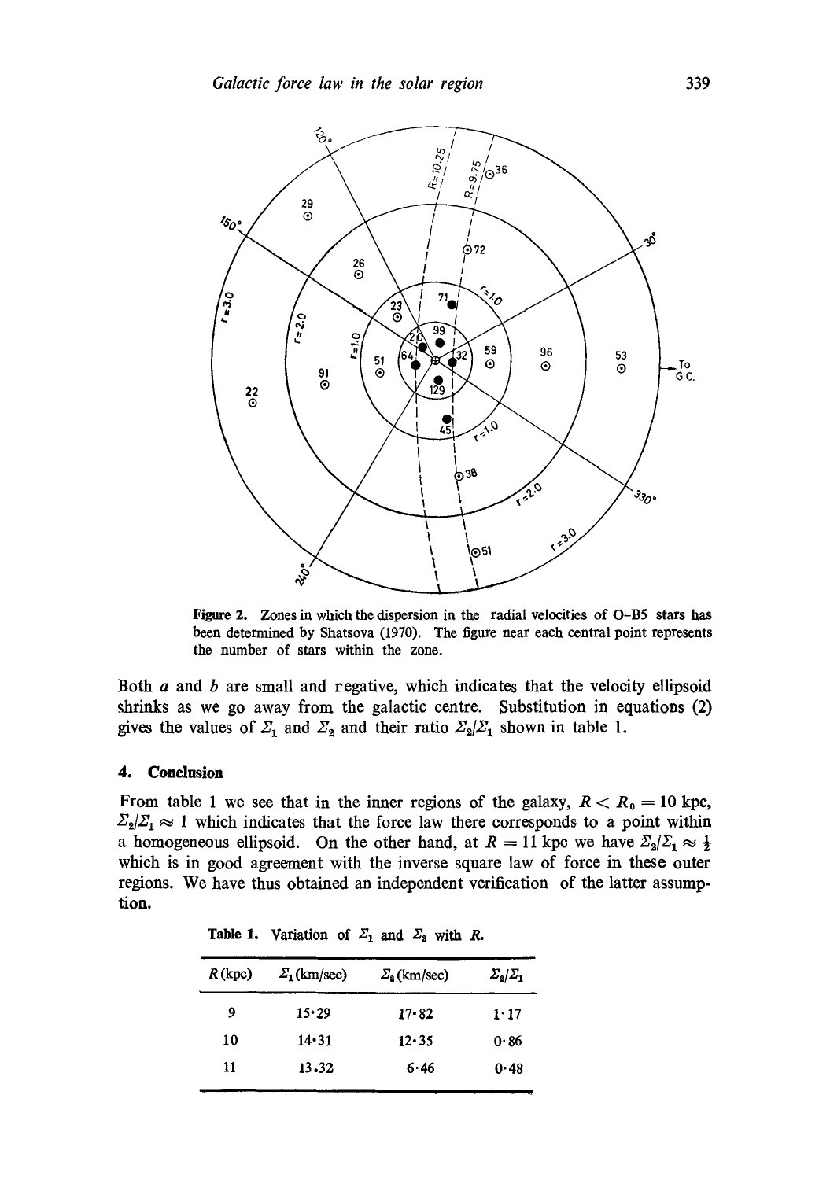Figure 2. Zones in which the dispersion in the radial velocities of O–B5 stars has been determined by Shatsova (1970). The figure near each central point represents the number of stars within the zone.

Both $a$ and $b$ are small and negative, which indicates that the velocity ellipsoid shrinks as we go away from the galactic centre. Substitution in equations (2) gives the values of $\Sigma_1$ and $\Sigma_2$ and their ratio $\Sigma_2/\Sigma_1$ shown in table 1.

## 4. Conclusion

From table 1 we see that in the inner regions of the galaxy, $R < R_0 = 10$ kpc, $\Sigma_2/\Sigma_1 \approx 1$ which indicates that the force law there corresponds to a point within a homogeneous ellipsoid. On the other hand, at $R = 11$ kpc we have $\Sigma_2/\Sigma_1 \approx \frac{1}{2}$ which is in good agreement with the inverse square law of force in these outer regions. We have thus obtained an independent verification of the latter assumption.

Table 1. Variation of $\Sigma_1$ and $\Sigma_2$ with $R$.

| $R$ (kpc) | $\Sigma_1$ (km/sec) | $\Sigma_2$ (km/sec) | $\Sigma_2/\Sigma_1$ |
|---|---|---|---|
| 9 | 15·29 | 17·82 | 1·17 |
| 10 | 14·31 | 12·35 | 0·86 |
| 11 | 13.32 | 6·46 | 0·48 |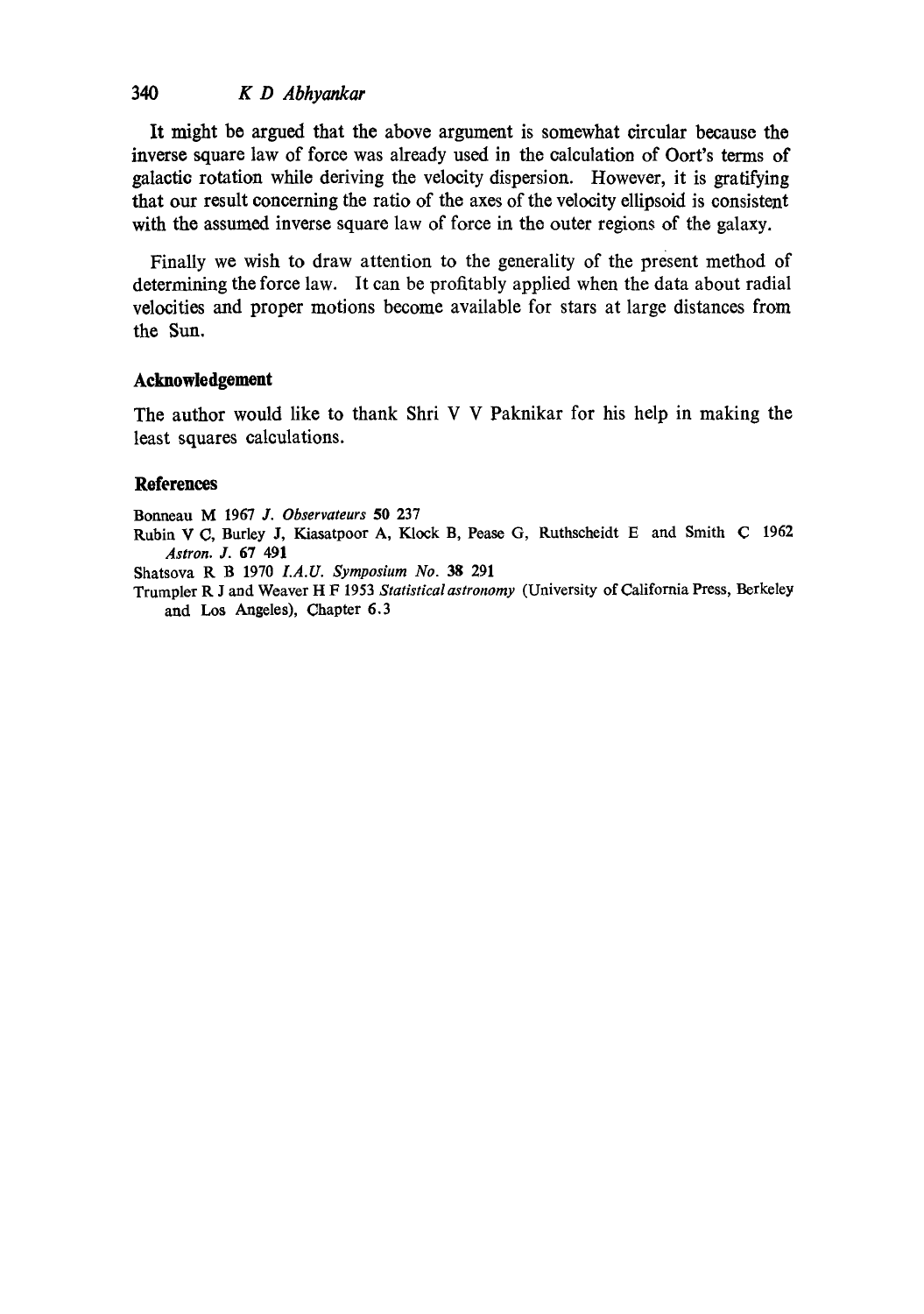It might be argued that the above argument is somewhat circular because the inverse square law of force was already used in the calculation of Oort's terms of galactic rotation while deriving the velocity dispersion. However, it is gratifying that our result concerning the ratio of the axes of the velocity ellipsoid is consistent with the assumed inverse square law of force in the outer regions of the galaxy.

Finally we wish to draw attention to the generality of the present method of determining the force law. It can be profitably applied when the data about radial velocities and proper motions become available for stars at large distances from the Sun.

## Acknowledgement

The author would like to thank Shri V V Paknikar for his help in making the least squares calculations.

## References

Bonneau M 1967 *J. Observateurs* **50** 237

Rubin V C, Burley J, Kiasatpoor A, Klock B, Pease G, Ruthscheidt E and Smith C 1962 *Astron. J.* **67** 491

Shatsova R B 1970 *I.A.U. Symposium No.* **38** 291

Trumpler R J and Weaver H F 1953 *Statistical astronomy* (University of California Press, Berkeley and Los Angeles), Chapter 6.3